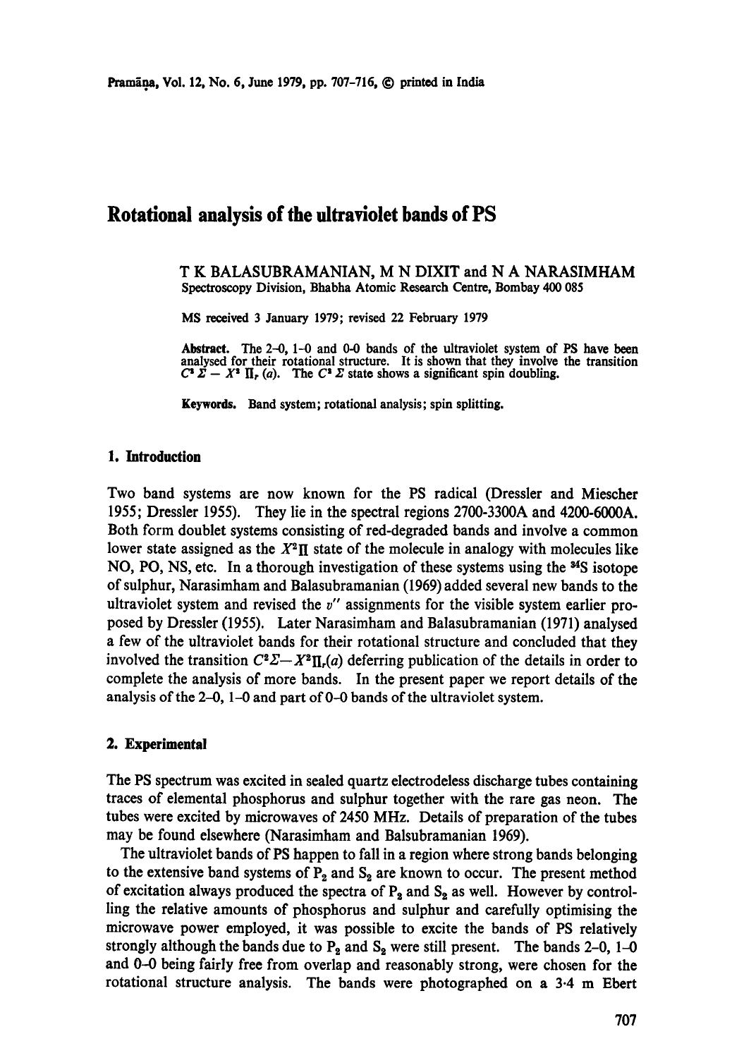# Rotational analysis of the ultraviolet bands of PS

T K BALASUBRAMANIAN, M N DIXIT and N A NARASIMHAM
Spectroscopy Division, Bhabha Atomic Research Centre, Bombay 400 085

MS received 3 January 1979; revised 22 February 1979

**Abstract.** The 2–0, 1–0 and 0–0 bands of the ultraviolet system of PS have been analysed for their rotational structure. It is shown that they involve the transition $C^2\Sigma - X^2\Pi_r(a)$. The $C^2\Sigma$ state shows a significant spin doubling.

**Keywords.** Band system; rotational analysis; spin splitting.

## 1. Introduction

Two band systems are now known for the PS radical (Dressler and Miescher 1955; Dressler 1955). They lie in the spectral regions 2700-3300A and 4200-6000A. Both form doublet systems consisting of red-degraded bands and involve a common lower state assigned as the $X^2\Pi$ state of the molecule in analogy with molecules like NO, PO, NS, etc. In a thorough investigation of these systems using the $^{34}S$ isotope of sulphur, Narasimham and Balasubramanian (1969) added several new bands to the ultraviolet system and revised the $v''$ assignments for the visible system earlier proposed by Dressler (1955). Later Narasimham and Balasubramanian (1971) analysed a few of the ultraviolet bands for their rotational structure and concluded that they involved the transition $C^2\Sigma - X^2\Pi_r(a)$ deferring publication of the details in order to complete the analysis of more bands. In the present paper we report details of the analysis of the 2–0, 1–0 and part of 0–0 bands of the ultraviolet system.

## 2. Experimental

The PS spectrum was excited in sealed quartz electrodeless discharge tubes containing traces of elemental phosphorus and sulphur together with the rare gas neon. The tubes were excited by microwaves of 2450 MHz. Details of preparation of the tubes may be found elsewhere (Narasimham and Balsubramanian 1969).

The ultraviolet bands of PS happen to fall in a region where strong bands belonging to the extensive band systems of $P_2$ and $S_2$ are known to occur. The present method of excitation always produced the spectra of $P_2$ and $S_2$ as well. However by controlling the relative amounts of phosphorus and sulphur and carefully optimising the microwave power employed, it was possible to excite the bands of PS relatively strongly although the bands due to $P_2$ and $S_2$ were still present. The bands 2–0, 1–0 and 0–0 being fairly free from overlap and reasonably strong, were chosen for the rotational structure analysis. The bands were photographed on a 3·4 m Ebert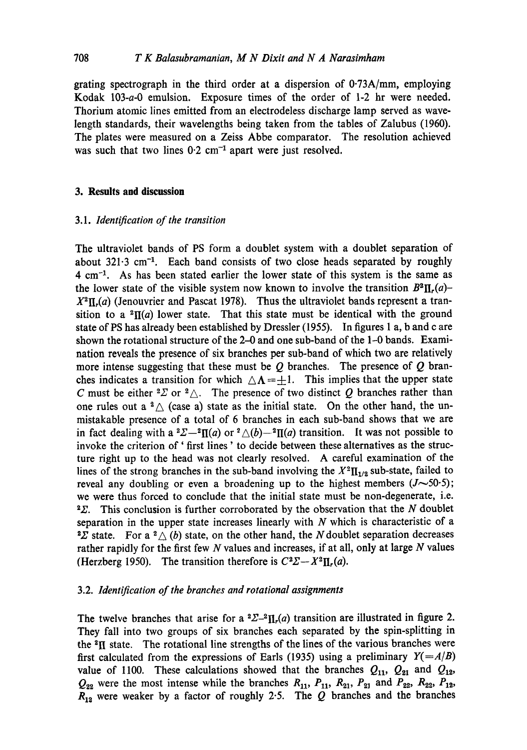grating spectrograph in the third order at a dispersion of 0·73A/mm, employing Kodak 103-*a*-0 emulsion. Exposure times of the order of 1-2 hr were needed. Thorium atomic lines emitted from an electrodeless discharge lamp served as wavelength standards, their wavelengths being taken from the tables of Zalubus (1960). The plates were measured on a Zeiss Abbe comparator. The resolution achieved was such that two lines 0·2 cm$^{-1}$ apart were just resolved.

## 3. Results and discussion

### 3.1. *Identification of the transition*

The ultraviolet bands of PS form a doublet system with a doublet separation of about 321·3 cm$^{-1}$. Each band consists of two close heads separated by roughly 4 cm$^{-1}$. As has been stated earlier the lower state of this system is the same as the lower state of the visible system now known to involve the transition $B^2\Pi_r(a)$–$X^2\Pi_r(a)$ (Jenouvrier and Pascat 1978). Thus the ultraviolet bands represent a transition to a $^2\Pi(a)$ lower state. That this state must be identical with the ground state of PS has already been established by Dressler (1955). In figures 1 a, b and c are shown the rotational structure of the 2–0 and one sub-band of the 1–0 bands. Examination reveals the presence of six branches per sub-band of which two are relatively more intense suggesting that these must be $Q$ branches. The presence of $Q$ branches indicates a transition for which $\triangle\Lambda = \pm 1$. This implies that the upper state $C$ must be either $^2\Sigma$ or $^2\triangle$. The presence of two distinct $Q$ branches rather than one rules out a $^2\triangle$ (case a) state as the initial state. On the other hand, the unmistakable presence of a total of 6 branches in each sub-band shows that we are in fact dealing with a $^2\Sigma$—$^2\Pi(a)$ or $^2\triangle(b)$—$^2\Pi(a)$ transition. It was not possible to invoke the criterion of 'first lines' to decide between these alternatives as the structure right up to the head was not clearly resolved. A careful examination of the lines of the strong branches in the sub-band involving the $X^2\Pi_{1/2}$ sub-state, failed to reveal any doubling or even a broadening up to the highest members ($J \sim 50{\cdot}5$); we were thus forced to conclude that the initial state must be non-degenerate, i.e. $^2\Sigma$. This conclusion is further corroborated by the observation that the $N$ doublet separation in the upper state increases linearly with $N$ which is characteristic of a $^2\Sigma$ state. For a $^2\triangle$ (*b*) state, on the other hand, the $N$ doublet separation decreases rather rapidly for the first few $N$ values and increases, if at all, only at large $N$ values (Herzberg 1950). The transition therefore is $C^2\Sigma$—$X^2\Pi_r(a)$.

### 3.2. *Identification of the branches and rotational assignments*

The twelve branches that arise for a $^2\Sigma$–$^2\Pi_r(a)$ transition are illustrated in figure 2. They fall into two groups of six branches each separated by the spin-splitting in the $^2\Pi$ state. The rotational line strengths of the lines of the various branches were first calculated from the expressions of Earls (1935) using a preliminary $Y(=A/B)$ value of 1100. These calculations showed that the branches $Q_{11}$, $Q_{21}$ and $Q_{12}$, $Q_{22}$ were the most intense while the branches $R_{11}$, $P_{11}$, $R_{21}$, $P_{21}$ and $P_{22}$, $R_{22}$, $P_{12}$, $R_{12}$ were weaker by a factor of roughly 2·5. The $Q$ branches and the branches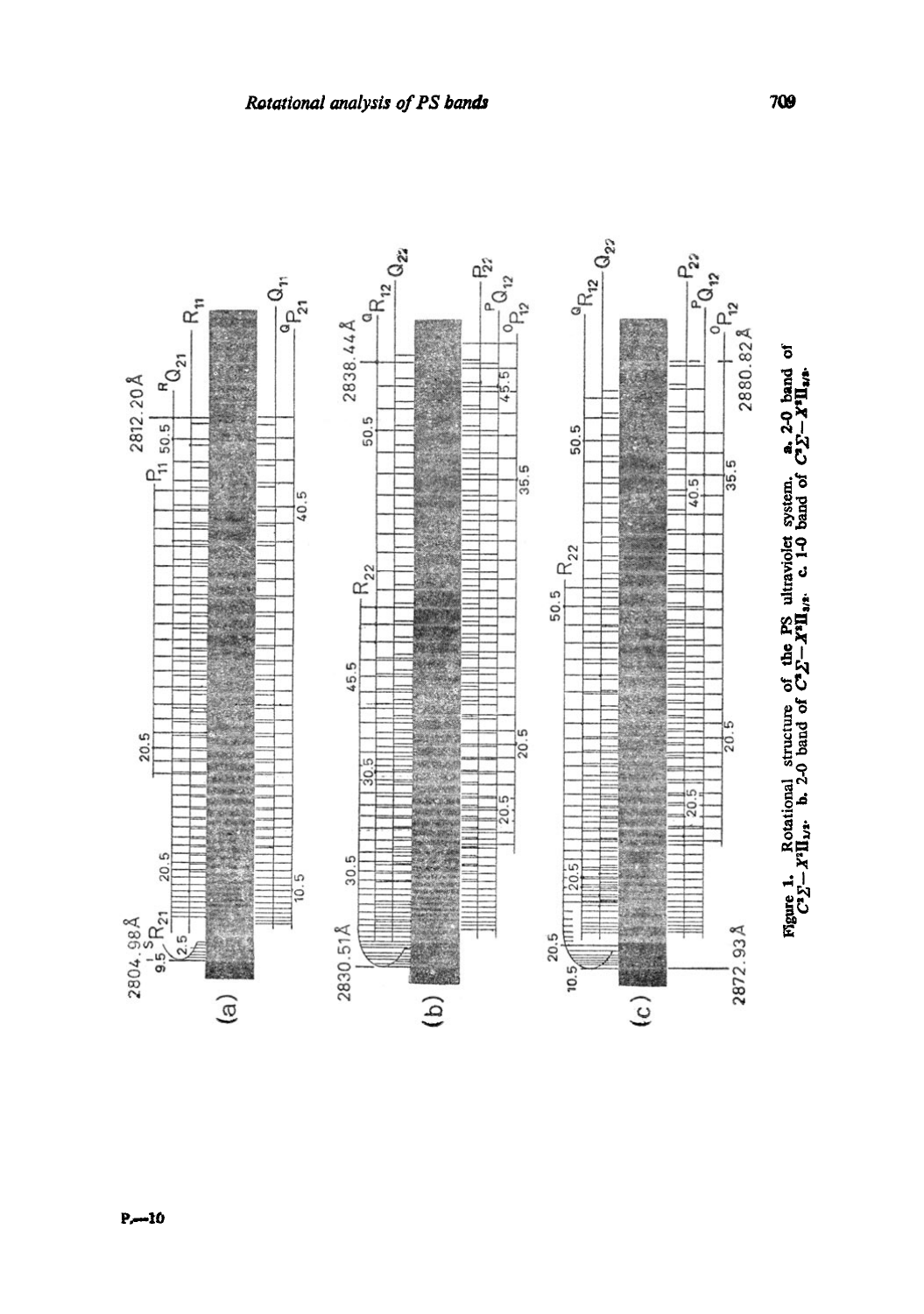Figure 1. Rotational structure of the PS ultraviolet system. a. 2-0 band of $C^2\Sigma-X^2\Pi_{1/2}$. b. 2-0 band of $C^2\Sigma-X^2\Pi_{3/2}$. c. 1-0 band of $C^2\Sigma-X^2\Pi_{3/2}$.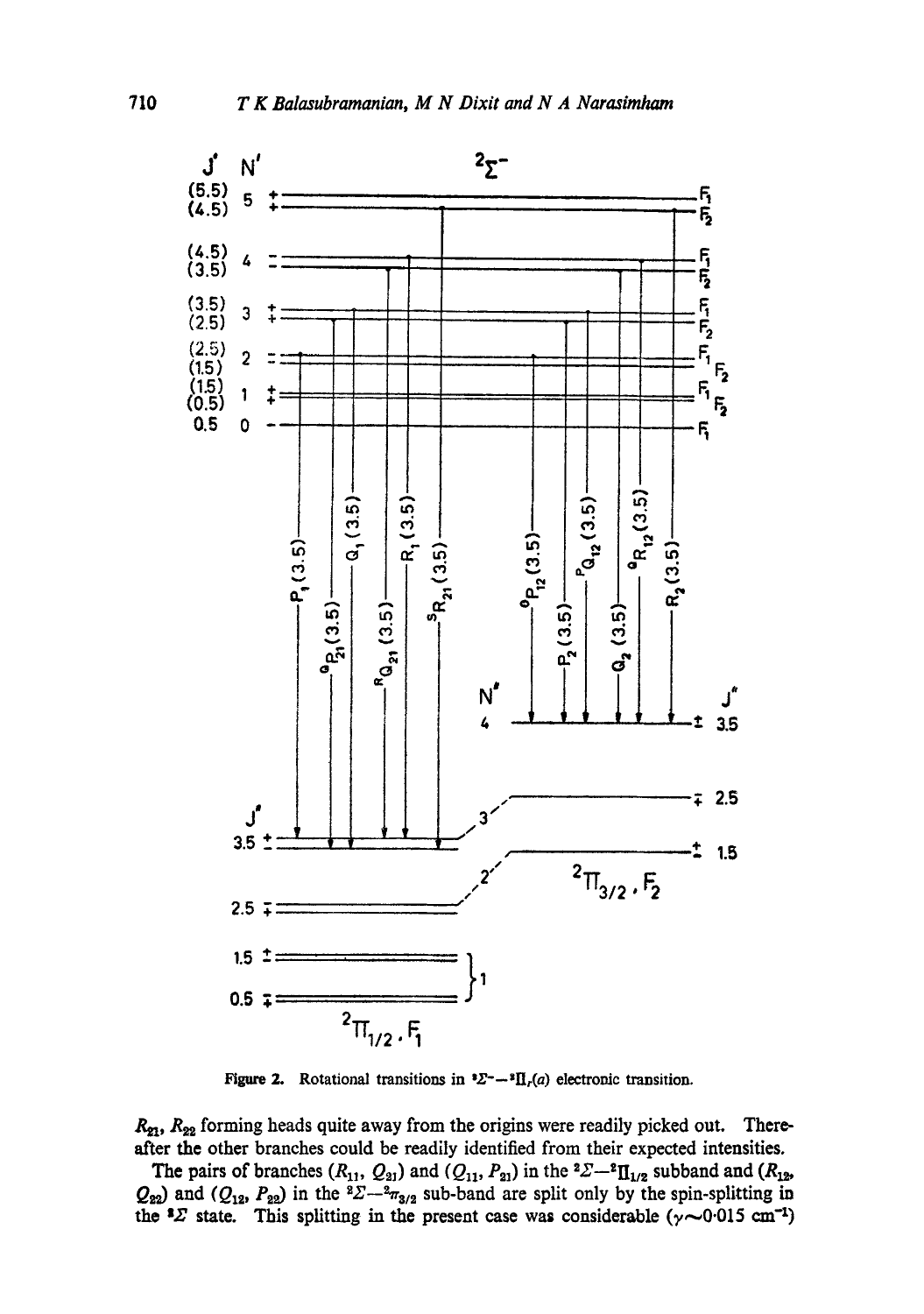Figure 2. Rotational transitions in $^2\Sigma^-$—$^2\Pi_r(a)$ electronic transition.

$R_{21}$, $R_{22}$ forming heads quite away from the origins were readily picked out. Thereafter the other branches could be readily identified from their expected intensities.

The pairs of branches ($R_{11}$, $Q_{21}$) and ($Q_{11}$, $P_{21}$) in the $^2\Sigma$—$^2\Pi_{1/2}$ subband and ($R_{12}$, $Q_{22}$) and ($Q_{12}$, $P_{22}$) in the $^2\Sigma$—$^2\pi_{3/2}$ sub-band are split only by the spin-splitting in the $^2\Sigma$ state. This splitting in the present case was considerable ($\gamma \sim 0.015$ cm$^{-1}$)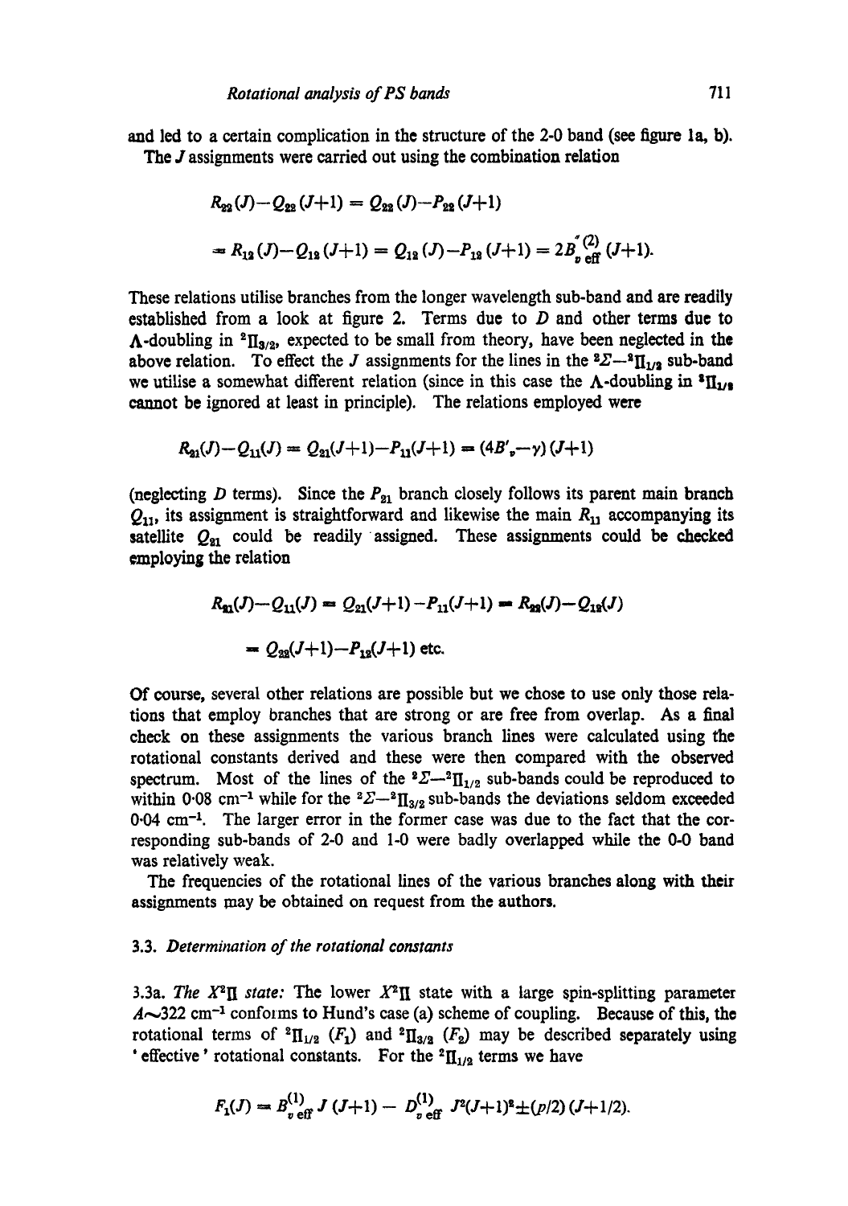and led to a certain complication in the structure of the 2-0 band (see figure 1a, b).

The $J$ assignments were carried out using the combination relation

$$R_{22}(J)-Q_{22}(J+1) = Q_{22}(J)-P_{22}(J+1)$$

$$= R_{12}(J)-Q_{12}(J+1) = Q_{12}(J)-P_{12}(J+1) = 2B'^{(2)}_{v\,\mathrm{eff}}(J+1).$$

These relations utilise branches from the longer wavelength sub-band and are readily established from a look at figure 2. Terms due to $D$ and other terms due to $\Lambda$-doubling in $^2\Pi_{3/2}$, expected to be small from theory, have been neglected in the above relation. To effect the $J$ assignments for the lines in the $^2\Sigma-{}^2\Pi_{1/2}$ sub-band we utilise a somewhat different relation (since in this case the $\Lambda$-doubling in $^2\Pi_{1/2}$ cannot be ignored at least in principle). The relations employed were

$$R_{21}(J)-Q_{11}(J) = Q_{21}(J+1)-P_{11}(J+1) = (4B'_v-\gamma)(J+1)$$

(neglecting $D$ terms). Since the $P_{21}$ branch closely follows its parent main branch $Q_{11}$, its assignment is straightforward and likewise the main $R_{11}$ accompanying its satellite $Q_{21}$ could be readily assigned. These assignments could be checked employing the relation

$$R_{21}(J)-Q_{11}(J) = Q_{21}(J+1)-P_{11}(J+1) = R_{22}(J)-Q_{12}(J)$$

$$= Q_{22}(J+1)-P_{12}(J+1) \text{ etc.}$$

Of course, several other relations are possible but we chose to use only those relations that employ branches that are strong or are free from overlap. As a final check on these assignments the various branch lines were calculated using the rotational constants derived and these were then compared with the observed spectrum. Most of the lines of the $^2\Sigma-{}^2\Pi_{1/2}$ sub-bands could be reproduced to within 0·08 cm$^{-1}$ while for the $^2\Sigma-{}^2\Pi_{3/2}$ sub-bands the deviations seldom exceeded 0·04 cm$^{-1}$. The larger error in the former case was due to the fact that the corresponding sub-bands of 2-0 and 1-0 were badly overlapped while the 0-0 band was relatively weak.

The frequencies of the rotational lines of the various branches along with their assignments may be obtained on request from the authors.

### 3.3. *Determination of the rotational constants*

3.3a. *The $X^2\Pi$ state:* The lower $X^2\Pi$ state with a large spin-splitting parameter $A\sim 322$ cm$^{-1}$ conforms to Hund's case (a) scheme of coupling. Because of this, the rotational terms of $^2\Pi_{1/2}$ ($F_1$) and $^2\Pi_{3/2}$ ($F_2$) may be described separately using 'effective' rotational constants. For the $^2\Pi_{1/2}$ terms we have

$$F_1(J) = B^{(1)}_{v\,\mathrm{eff}}\,J(J+1) - D^{(1)}_{v\,\mathrm{eff}}\,J^2(J+1)^2 \pm (p/2)(J+1/2).$$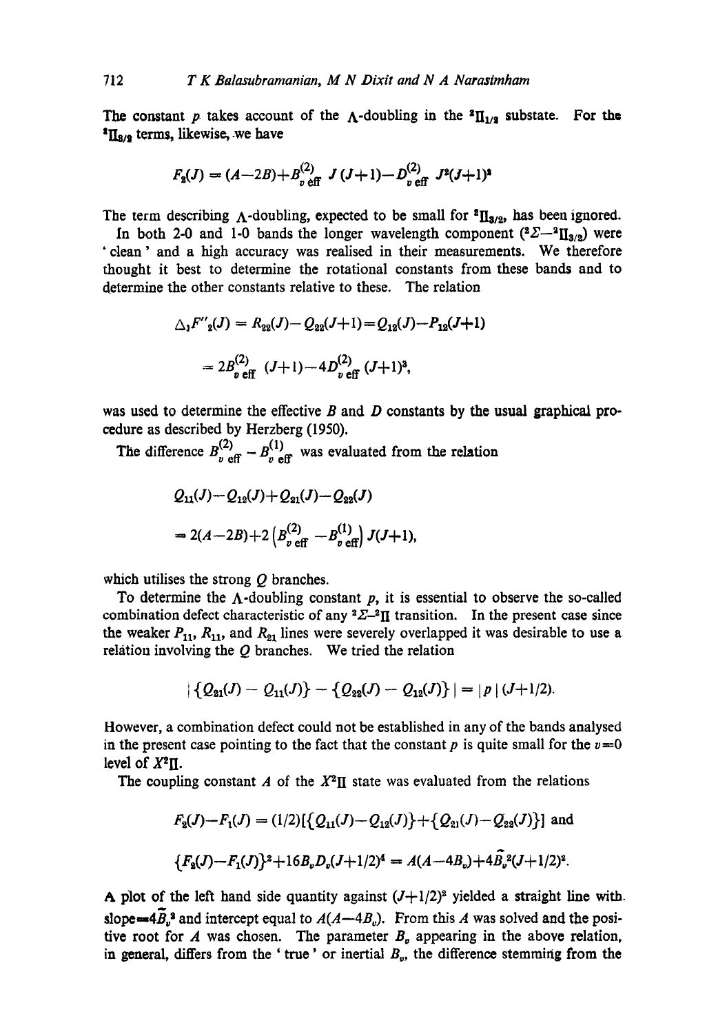The constant $p$ takes account of the Λ-doubling in the $^2\Pi_{1/2}$ substate. For the $^2\Pi_{3/2}$ terms, likewise, we have

$$F_2(J) = (A-2B)+B^{(2)}_{v\,\text{eff}}\ J(J+1)-D^{(2)}_{v\,\text{eff}}\ J^2(J+1)^2$$

The term describing Λ-doubling, expected to be small for $^2\Pi_{3/2}$, has been ignored.

In both 2-0 and 1-0 bands the longer wavelength component ($^2\Sigma-^2\Pi_{3/2}$) were 'clean' and a high accuracy was realised in their measurements. We therefore thought it best to determine the rotational constants from these bands and to determine the other constants relative to these. The relation

$$\Delta_1 F''_2(J) = R_{22}(J)-Q_{22}(J+1)=Q_{12}(J)-P_{12}(J+1)$$

$$= 2B^{(2)}_{v\,\text{eff}}\ (J+1)-4D^{(2)}_{v\,\text{eff}}\ (J+1)^3,$$

was used to determine the effective $B$ and $D$ constants by the usual graphical procedure as described by Herzberg (1950).

The difference $B^{(2)}_{v\,\text{eff}} - B^{(1)}_{v\,\text{eff}}$ was evaluated from the relation

$$Q_{11}(J)-Q_{12}(J)+Q_{21}(J)-Q_{22}(J)$$

$$= 2(A-2B)+2\left(B^{(2)}_{v\,\text{eff}}-B^{(1)}_{v\,\text{eff}}\right)J(J+1),$$

which utilises the strong $Q$ branches.

To determine the Λ-doubling constant $p$, it is essential to observe the so-called combination defect characteristic of any $^2\Sigma-^2\Pi$ transition. In the present case since the weaker $P_{11}$, $R_{11}$, and $R_{21}$ lines were severely overlapped it was desirable to use a relation involving the $Q$ branches. We tried the relation

$$|\{Q_{21}(J) - Q_{11}(J)\} - \{Q_{22}(J) - Q_{12}(J)\}| = |p|(J+1/2).$$

However, a combination defect could not be established in any of the bands analysed in the present case pointing to the fact that the constant $p$ is quite small for the $v=0$ level of $X^2\Pi$.

The coupling constant $A$ of the $X^2\Pi$ state was evaluated from the relations

$$F_2(J)-F_1(J) = (1/2)[\{Q_{11}(J)-Q_{12}(J)\}+\{Q_{21}(J)-Q_{22}(J)\}] \text{ and}$$

$$\{F_2(J)-F_1(J)\}^2+16B_vD_v(J+1/2)^4 = A(A-4B_v)+4\tilde{B}_v^2(J+1/2)^2.$$

A plot of the left hand side quantity against $(J+1/2)^2$ yielded a straight line with slope $=4\tilde{B}_v^2$ and intercept equal to $A(A-4B_v)$. From this $A$ was solved and the positive root for $A$ was chosen. The parameter $B_v$ appearing in the above relation, in general, differs from the 'true' or inertial $B_v$, the difference stemming from the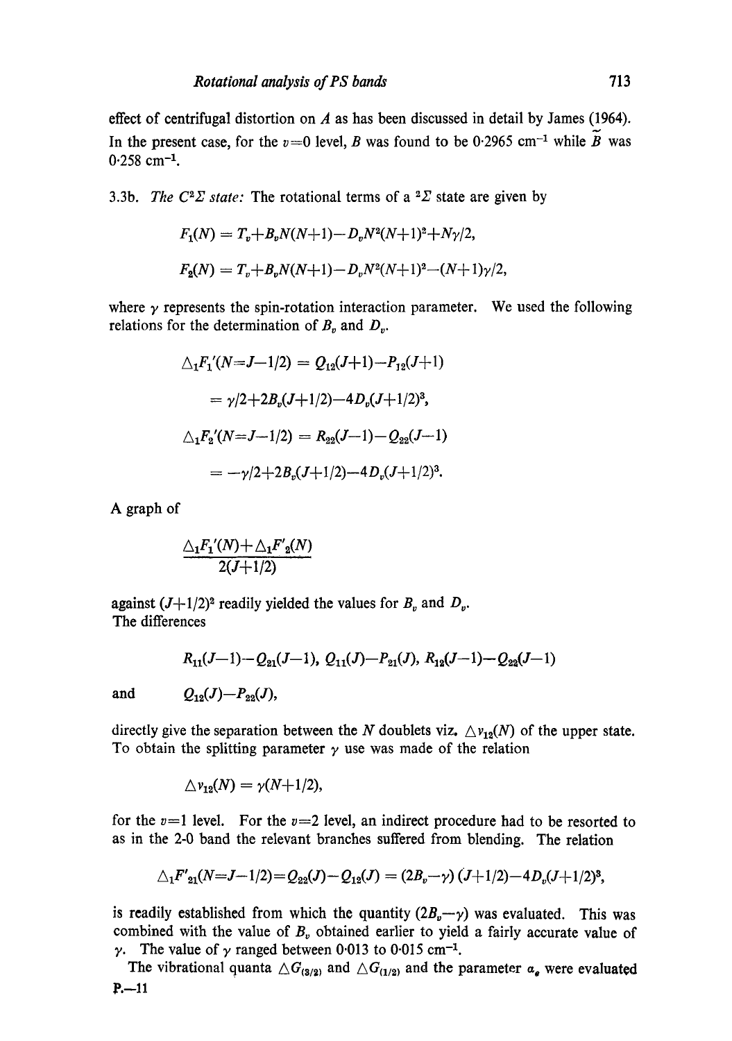effect of centrifugal distortion on $A$ as has been discussed in detail by James (1964). In the present case, for the $v=0$ level, $B$ was found to be 0·2965 cm$^{-1}$ while $\tilde{B}$ was 0·258 cm$^{-1}$.

3.3b. *The $C^2\Sigma$ state:* The rotational terms of a $^2\Sigma$ state are given by

$$F_1(N) = T_v + B_v N(N+1) - D_v N^2(N+1)^2 + N\gamma/2,$$

$$F_2(N) = T_v + B_v N(N+1) - D_v N^2(N+1)^2 - (N+1)\gamma/2,$$

where $\gamma$ represents the spin-rotation interaction parameter. We used the following relations for the determination of $B_v$ and $D_v$.

$$\triangle_1 F_1'(N=J-1/2) = Q_{12}(J+1) - P_{12}(J+1)$$

$$= \gamma/2 + 2B_v(J+1/2) - 4D_v(J+1/2)^3,$$

$$\triangle_1 F_2'(N=J-1/2) = R_{22}(J-1) - Q_{22}(J-1)$$

$$= -\gamma/2 + 2B_v(J+1/2) - 4D_v(J+1/2)^3.$$

A graph of

$$\frac{\triangle_1 F_1'(N) + \triangle_1 F_2'(N)}{2(J+1/2)}$$

against $(J+1/2)^2$ readily yielded the values for $B_v$ and $D_v$.
The differences

$$R_{11}(J-1) - Q_{21}(J-1),\ Q_{11}(J) - P_{21}(J),\ R_{12}(J-1) - Q_{22}(J-1)$$

and $\quad Q_{12}(J) - P_{22}(J)$,

directly give the separation between the $N$ doublets viz. $\triangle \nu_{12}(N)$ of the upper state. To obtain the splitting parameter $\gamma$ use was made of the relation

$$\triangle \nu_{12}(N) = \gamma(N+1/2),$$

for the $v=1$ level. For the $v=2$ level, an indirect procedure had to be resorted to as in the 2-0 band the relevant branches suffered from blending. The relation

$$\triangle_1 F_{21}'(N=J-1/2) = Q_{22}(J) - Q_{12}(J) = (2B_v - \gamma)(J+1/2) - 4D_v(J+1/2)^3,$$

is readily established from which the quantity $(2B_v - \gamma)$ was evaluated. This was combined with the value of $B_v$ obtained earlier to yield a fairly accurate value of $\gamma$. The value of $\gamma$ ranged between 0·013 to 0·015 cm$^{-1}$.

The vibrational quanta $\triangle G_{(3/2)}$ and $\triangle G_{(1/2)}$ and the parameter $\alpha_e$ were evaluated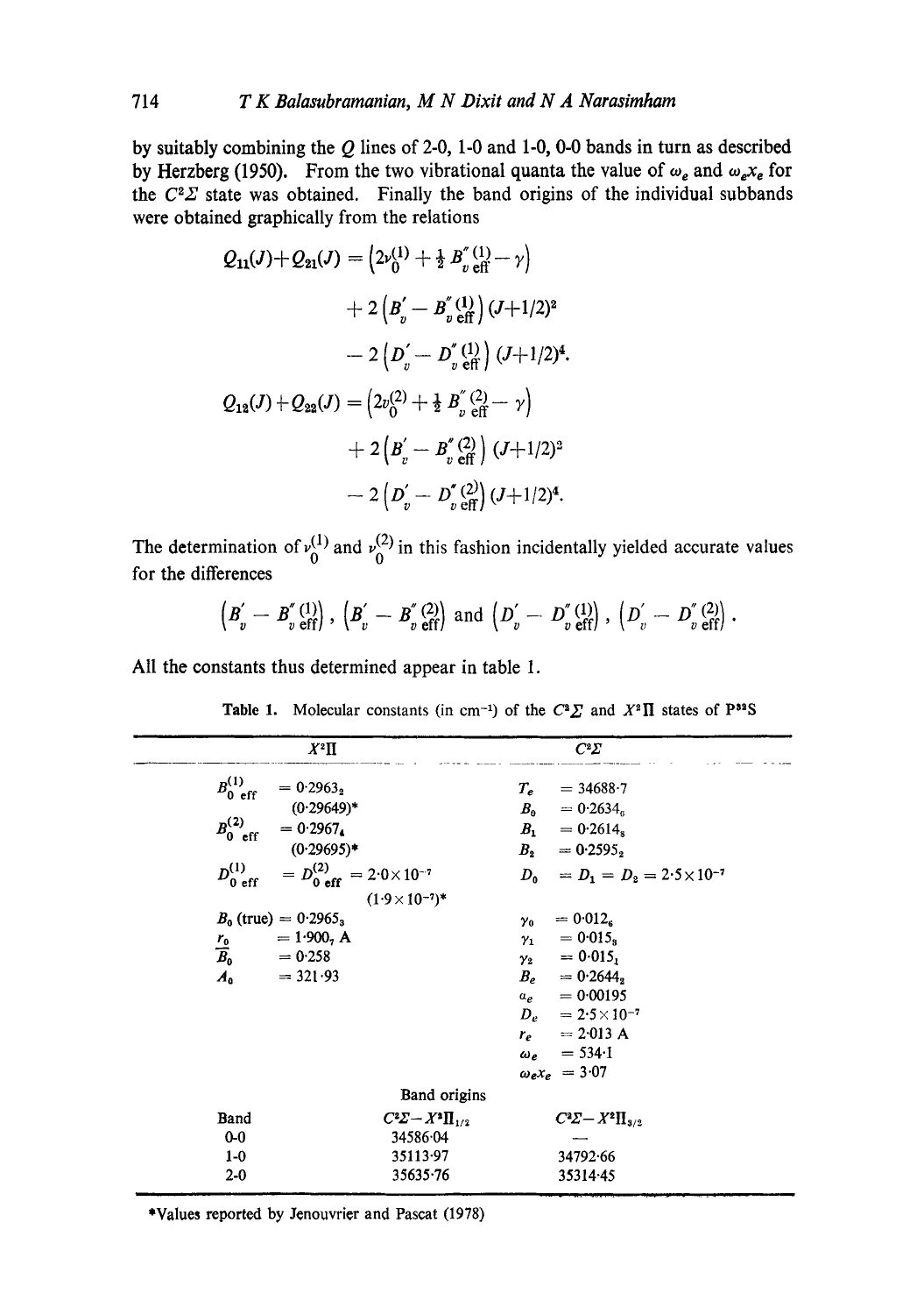by suitably combining the $Q$ lines of 2-0, 1-0 and 1-0, 0-0 bands in turn as described by Herzberg (1950). From the two vibrational quanta the value of $\omega_e$ and $\omega_e x_e$ for the $C^2\Sigma$ state was obtained. Finally the band origins of the individual subbands were obtained graphically from the relations

$$
\begin{aligned}
Q_{11}(J)+Q_{21}(J) &= \left(2\nu_0^{(1)} + \tfrac{1}{2} B''^{(1)}_{v\,\mathrm{eff}} - \gamma\right) \\
&\quad + 2\left(B'_v - B''^{(1)}_{v\,\mathrm{eff}}\right)(J+1/2)^2 \\
&\quad - 2\left(D'_v - D''^{(1)}_{v\,\mathrm{eff}}\right)(J+1/2)^4. \\
Q_{12}(J)+Q_{22}(J) &= \left(2\nu_0^{(2)} + \tfrac{1}{2} B''^{(2)}_{v\,\mathrm{eff}} - \gamma\right) \\
&\quad + 2\left(B'_v - B''^{(2)}_{v\,\mathrm{eff}}\right)(J+1/2)^2 \\
&\quad - 2\left(D'_v - D''^{(2)}_{v\,\mathrm{eff}}\right)(J+1/2)^4.
\end{aligned}
$$

The determination of $\nu_0^{(1)}$ and $\nu_0^{(2)}$ in this fashion incidentally yielded accurate values for the differences

$$
\left(B'_v - B''^{(1)}_{v\,\mathrm{eff}}\right),\ \left(B'_v - B''^{(2)}_{v\,\mathrm{eff}}\right) \text{ and } \left(D'_v - D''^{(1)}_{v\,\mathrm{eff}}\right),\ \left(D'_v - D''^{(2)}_{v\,\mathrm{eff}}\right).
$$

All the constants thus determined appear in table 1.

**Table 1.** Molecular constants (in cm$^{-1}$) of the $C^2\Sigma$ and $X^2\Pi$ states of $P^{32}S$

| $X^2\Pi$ | | $C^2\Sigma$ |
|---|---|---|
| $B^{(1)}_{0\,\mathrm{eff}} = 0{\cdot}2963_2$ (0·29649)* | | $T_e = 34688{\cdot}7$ |
| | | $B_0 = 0{\cdot}2634_6$ |
| $B^{(2)}_{0\,\mathrm{eff}} = 0{\cdot}2967_4$ (0·29695)* | | $B_1 = 0{\cdot}2614_8$ |
| | | $B_2 = 0{\cdot}2595_2$ |
| $D^{(1)}_{0\,\mathrm{eff}} = D^{(2)}_{0\,\mathrm{eff}} = 2{\cdot}0\times10^{-7}$ $(1{\cdot}9\times10^{-7})$* | | $D_0 = D_1 = D_2 = 2{\cdot}5\times10^{-7}$ |
| $B_0$ (true) $= 0{\cdot}2965_3$ | | $\gamma_0 = 0{\cdot}012_6$ |
| $r_0 = 1{\cdot}900_7$ A | | $\gamma_1 = 0{\cdot}015_8$ |
| $\overline{B}_0 = 0{\cdot}258$ | | $\gamma_2 = 0{\cdot}015_1$ |
| $A_0 = 321{\cdot}93$ | | $B_e = 0{\cdot}2644_2$ |
| | | $\alpha_e = 0{\cdot}00195$ |
| | | $D_e = 2{\cdot}5\times10^{-7}$ |
| | | $r_e = 2{\cdot}013$ A |
| | | $\omega_e = 534{\cdot}1$ |
| | | $\omega_e x_e = 3{\cdot}07$ |
| | Band origins | |
| Band | $C^2\Sigma - X^2\Pi_{1/2}$ | $C^2\Sigma - X^2\Pi_{3/2}$ |
| 0-0 | 34586·04 | — |
| 1-0 | 35113·97 | 34792·66 |
| 2-0 | 35635·76 | 35314·45 |

*Values reported by Jenouvrier and Pascat (1978)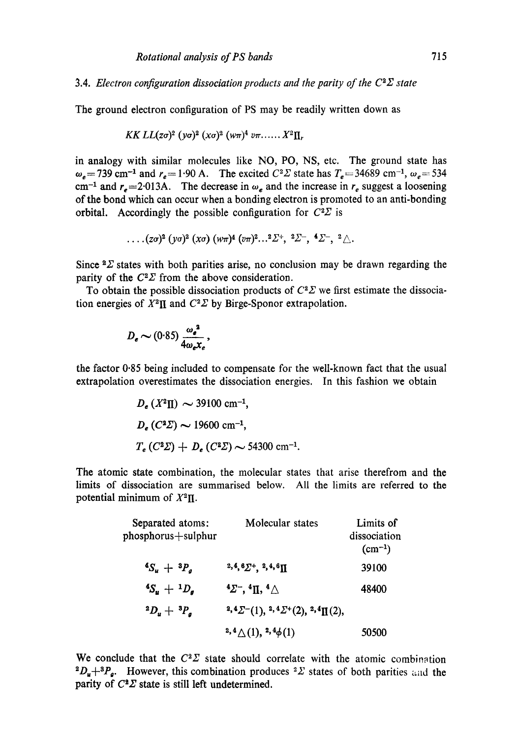### 3.4. *Electron configuration dissociation products and the parity of the $C^2\Sigma$ state*

The ground electron configuration of PS may be readily written down as

$$KK\,LL(z\sigma)^2\,(y\sigma)^2\,(x\sigma)^2\,(w\pi)^4\,v\pi\ldots\ldots X^2\Pi_r$$

in analogy with similar molecules like NO, PO, NS, etc. The ground state has $\omega_e = 739$ cm$^{-1}$ and $r_e = 1{\cdot}90$ A. The excited $C^2\Sigma$ state has $T_e = 34689$ cm$^{-1}$, $\omega_e = 534$ cm$^{-1}$ and $r_e = 2{\cdot}013$A. The decrease in $\omega_e$ and the increase in $r_e$ suggest a loosening of the bond which can occur when a bonding electron is promoted to an anti-bonding orbital. Accordingly the possible configuration for $C^2\Sigma$ is

$$\ldots(z\sigma)^2\,(y\sigma)^2\,(x\sigma)\,(w\pi)^4\,(v\pi)^2\ldots{}^2\Sigma^+,\ {}^2\Sigma^-,\ {}^4\Sigma^-,\ {}^2\Delta.$$

Since $^2\Sigma$ states with both parities arise, no conclusion may be drawn regarding the parity of the $C^2\Sigma$ from the above consideration.

To obtain the possible dissociation products of $C^2\Sigma$ we first estimate the dissociation energies of $X^2\Pi$ and $C^2\Sigma$ by Birge-Sponor extrapolation.

$$D_e \sim (0{\cdot}85)\,\frac{\omega_e^2}{4\omega_e x_e},$$

the factor 0·85 being included to compensate for the well-known fact that the usual extrapolation overestimates the dissociation energies. In this fashion we obtain

$$D_e\,(X^2\Pi) \sim 39100\ \text{cm}^{-1},$$

$$D_e\,(C^2\Sigma) \sim 19600\ \text{cm}^{-1},$$

$$T_e\,(C^2\Sigma) + D_e\,(C^2\Sigma) \sim 54300\ \text{cm}^{-1}.$$

The atomic state combination, the molecular states that arise therefrom and the limits of dissociation are summarised below. All the limits are referred to the potential minimum of $X^2\Pi$.

| Separated atoms: phosphorus+sulphur | Molecular states | Limits of dissociation (cm$^{-1}$) |
|---|---|---|
| $^4S_u + {}^3P_g$ | $^{2,4,6}\Sigma^+$, $^{2,4,6}\Pi$ | 39100 |
| $^4S_u + {}^1D_g$ | $^4\Sigma^-$, $^4\Pi$, $^4\Delta$ | 48400 |
| $^2D_u + {}^3P_g$ | $^{2,4}\Sigma^-(1)$, $^{2,4}\Sigma^+(2)$, $^{2,4}\Pi(2)$, $^{2,4}\Delta(1)$, $^{2,4}\phi(1)$ | 50500 |

We conclude that the $C^2\Sigma$ state should correlate with the atomic combination $^2D_u + {}^3P_g$. However, this combination produces $^2\Sigma$ states of both parities and the parity of $C^2\Sigma$ state is still left undetermined.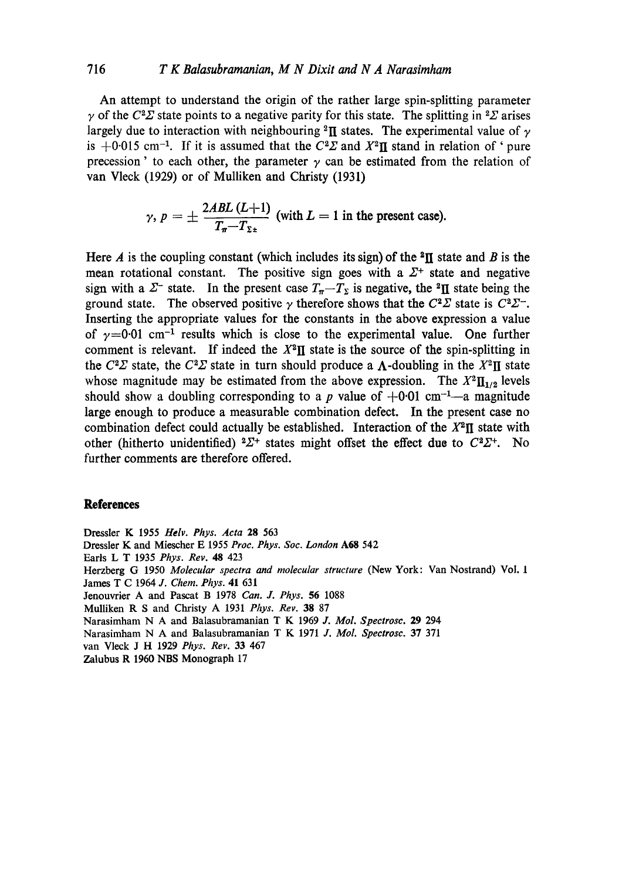An attempt to understand the origin of the rather large spin-splitting parameter $\gamma$ of the $C^2\Sigma$ state points to a negative parity for this state. The splitting in $^2\Sigma$ arises largely due to interaction with neighbouring $^2\Pi$ states. The experimental value of $\gamma$ is $+0{\cdot}015$ cm$^{-1}$. If it is assumed that the $C^2\Sigma$ and $X^2\Pi$ stand in relation of 'pure precession' to each other, the parameter $\gamma$ can be estimated from the relation of van Vleck (1929) or of Mulliken and Christy (1931)

$$\gamma, p = \pm \frac{2ABL(L+1)}{T_\pi - T_{\Sigma\pm}} \text{ (with } L = 1 \text{ in the present case).}$$

Here $A$ is the coupling constant (which includes its sign) of the $^2\Pi$ state and $B$ is the mean rotational constant. The positive sign goes with a $\Sigma^+$ state and negative sign with a $\Sigma^-$ state. In the present case $T_\pi - T_\Sigma$ is negative, the $^2\Pi$ state being the ground state. The observed positive $\gamma$ therefore shows that the $C^2\Sigma$ state is $C^2\Sigma^-$. Inserting the appropriate values for the constants in the above expression a value of $\gamma = 0{\cdot}01$ cm$^{-1}$ results which is close to the experimental value. One further comment is relevant. If indeed the $X^2\Pi$ state is the source of the spin-splitting in the $C^2\Sigma$ state, the $C^2\Sigma$ state in turn should produce a $\Lambda$-doubling in the $X^2\Pi$ state whose magnitude may be estimated from the above expression. The $X^2\Pi_{1/2}$ levels should show a doubling corresponding to a $p$ value of $+0{\cdot}01$ cm$^{-1}$—a magnitude large enough to produce a measurable combination defect. In the present case no combination defect could actually be established. Interaction of the $X^2\Pi$ state with other (hitherto unidentified) $^2\Sigma^+$ states might offset the effect due to $C^2\Sigma^+$. No further comments are therefore offered.

## References

Dressler K 1955 *Helv. Phys. Acta* **28** 563

Dressler K and Miescher E 1955 *Proc. Phys. Soc. London* **A68** 542

Earls L T 1935 *Phys. Rev.* **48** 423

Herzberg G 1950 *Molecular spectra and molecular structure* (New York: Van Nostrand) Vol. 1

James T C 1964 *J. Chem. Phys.* **41** 631

Jenouvrier A and Pascat B 1978 *Can. J. Phys.* **56** 1088

Mulliken R S and Christy A 1931 *Phys. Rev.* **38** 87

Narasimham N A and Balasubramanian T K 1969 *J. Mol. Spectrosc.* **29** 294

Narasimham N A and Balasubramanian T K 1971 *J. Mol. Spectrosc.* **37** 371

van Vleck J H 1929 *Phys. Rev.* **33** 467

Zalubus R 1960 NBS Monograph 17